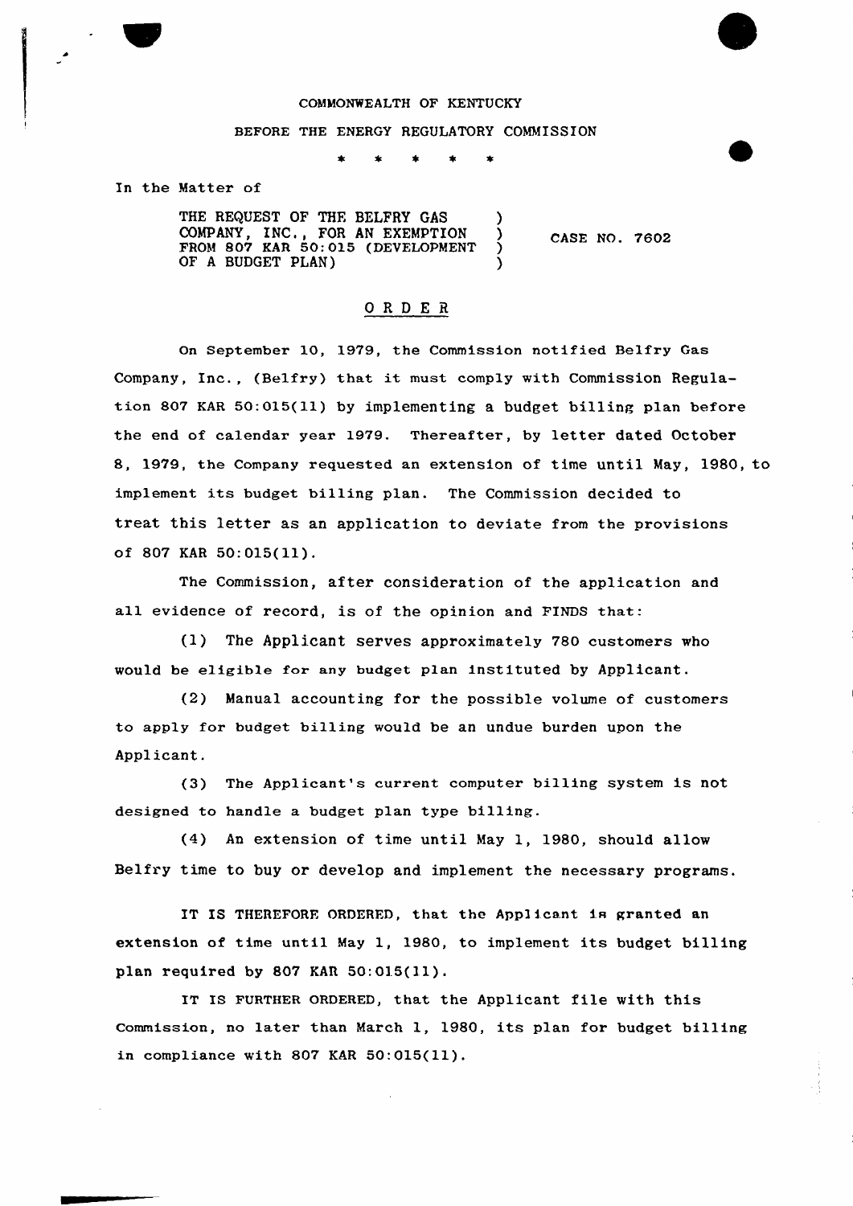COMMONWEALTH OF KENTUCKY

BEFORE THE ENERGY REGULATORY COMMISSION

\* \* \* \* \*

In the Matter of

THE REQUEST OF THE BELFRY GAS COMPANY, INC., FOR AN EXEMPTION FROM 807 KAR 50:015 (DEVELOPMENT OF A BUDGET PLAN) ) CASE NO. 7602

## O R D E R

On September 10, 1979, the Commission notified Belfry Gas Company, Inc., (Belfry) that it must comply with Commission Regulation 807 KAR 50:015(11) by implementing a budget billing plan before the end of calendar year 1979. Thereafter, by letter dated October 8, 1979, the Company requested an extension of time until May, 1980, to implement its budget billing plan. The Commission decided to treat this letter as an application to deviate from the provisions of 807 KAR 50:015(11).

The Commission, after consideration of the application and all evidence of record, is of the opinion and FINDS that:

(1) The Applicant serves approximately 780 customers who would be eligible for any budget plan instituted by Applicant.

(2) Manual accounting for the possible volume of customers to apply for budget billing would be an undue burden upon the Applicant.

(3) The Applicant's current computer billing system is not designed to handle a budget plan type billing.

(4) An extension of time until May 1, 1980, should allow Belfry time to buy or develop and implement the necessary programs.

IT IS THEREFORE ORDERED, that the Applicant is granted an extension of time until May 1, 1980, to implement its budget billing plan required by 807 KAR 50:015(11).

IT IS FURTHER ORDERED, that the Applicant file with this Commission, no later than March 1, 1980, its plan for budget billing in compliance with 807 KAR 50:015(11).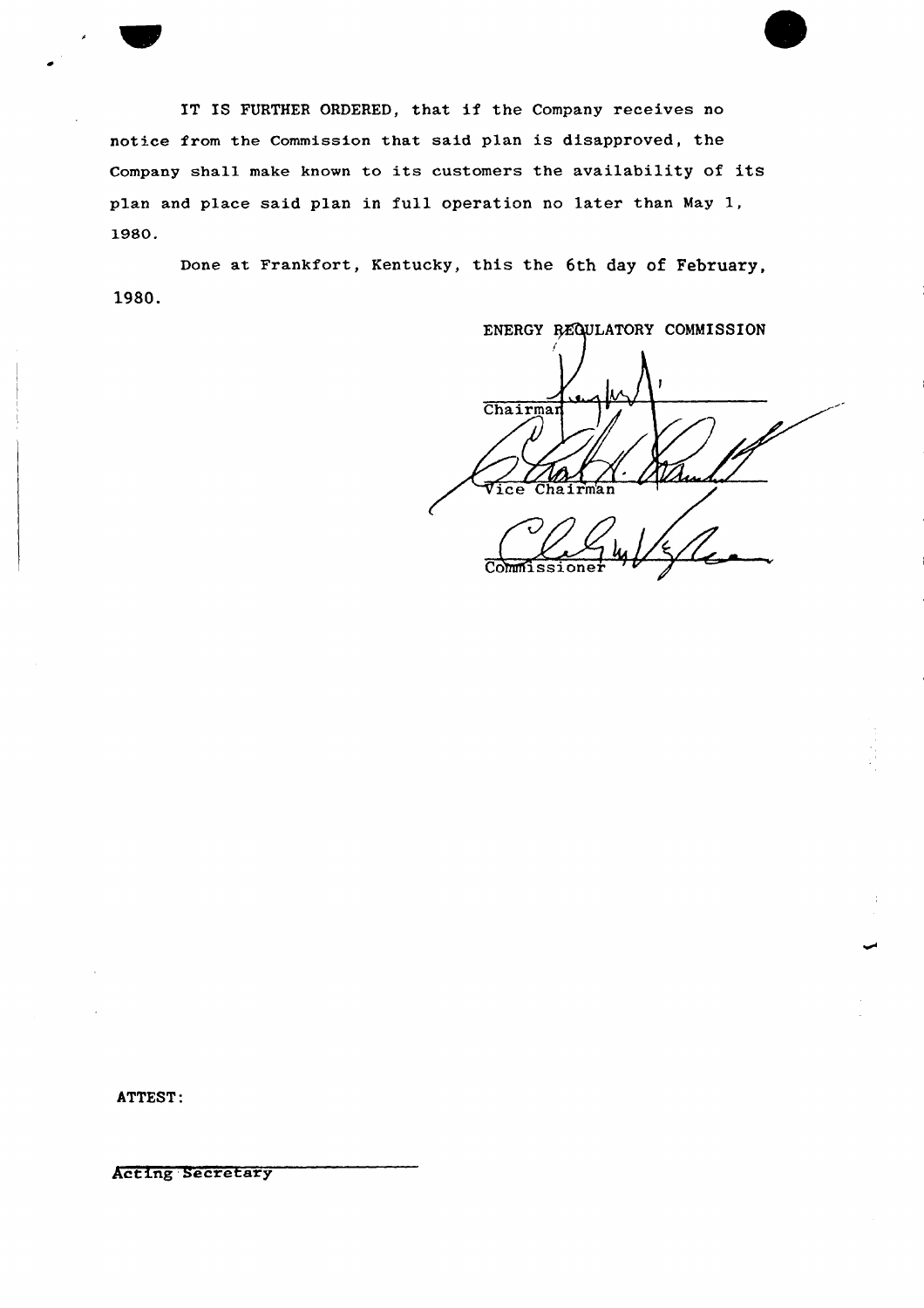IT IS FURTHER ORDERED, that if the Company receives no notice from the Commission that said plan is disapproved, the Company shall make known to its customers the availability of its plan and place said plan in full operation no later than May 1, 1980.

Done at Frankfort, Kentucky, this the 6th day of February, 1980.

ENERGY REGULATORY COMMISSION

Chairman

Vice Chairman

Commissioner

ATTEST:

Acting Secretary